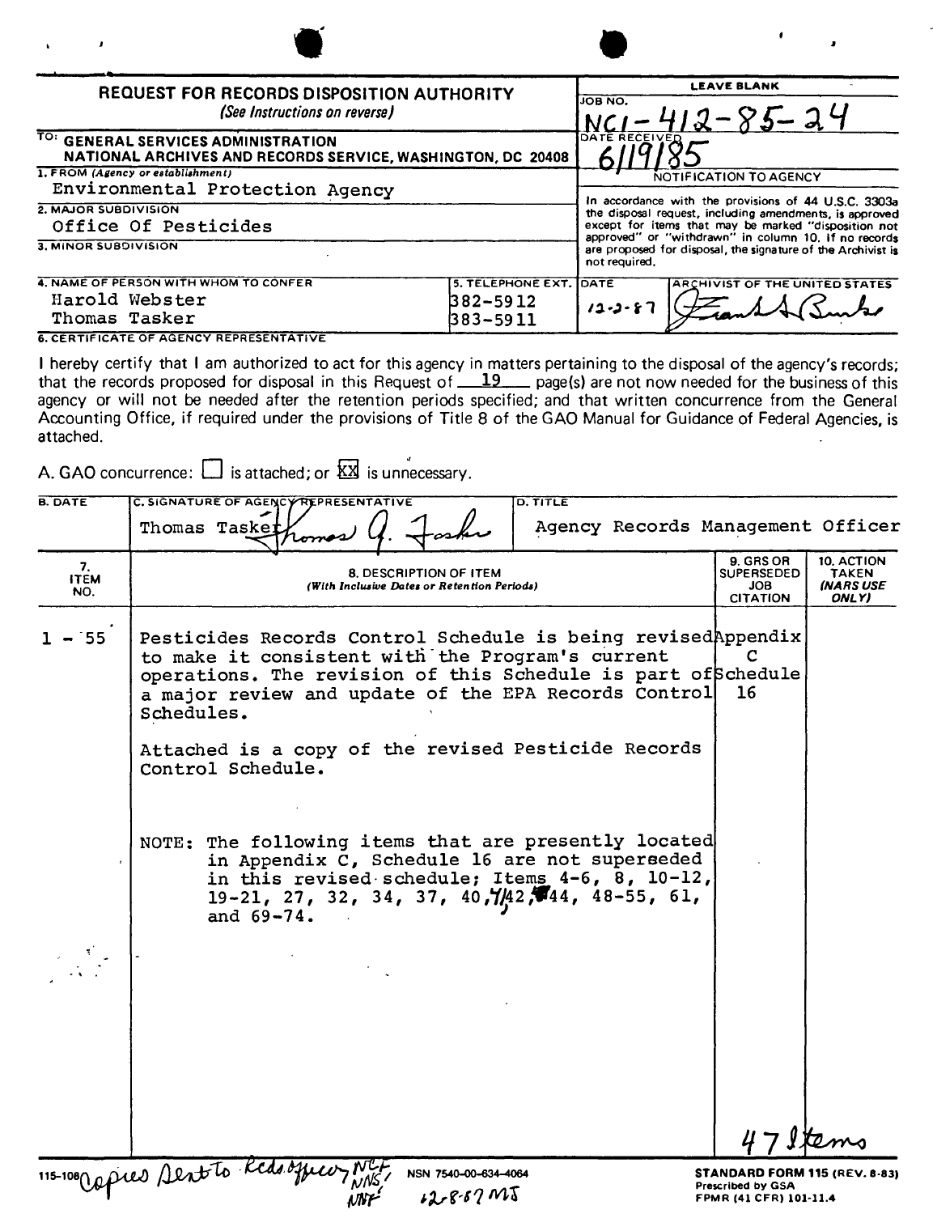# REQUEST FOR RECORDS DISPOSITION AUTHORITY

*(See Instructions on reverse)*

| | LEAVE BLANK |
|---|---|
| TO: GENERAL SERVICES ADMINISTRATION NATIONAL ARCHIVES AND RECORDS SERVICE, WASHINGTON, DC 20408 | JOB NO. NC1-412-85-24 |
| | DATE RECEIVED 6/19/85 |
| 1. FROM (Agency or establishment) Environmental Protection Agency | NOTIFICATION TO AGENCY |
| 2. MAJOR SUBDIVISION Office Of Pesticides | In accordance with the provisions of 44 U.S.C. 3303a the disposal request, including amendments, is approved except for items that may be marked "disposition not approved" or "withdrawn" in column 10. If no records are proposed for disposal, the signature of the Archivist is not required. |
| 3. MINOR SUBDIVISION | |

| 4. NAME OF PERSON WITH WHOM TO CONFER | 5. TELEPHONE EXT. | DATE | ARCHIVIST OF THE UNITED STATES |
|---|---|---|---|
| Harold Webster<br>Thomas Tasker | 382-5912<br>383-5911 | 12-2-87 | Frank G. Burke |

**6. CERTIFICATE OF AGENCY REPRESENTATIVE**

I hereby certify that I am authorized to act for this agency in matters pertaining to the disposal of the agency's records; that the records proposed for disposal in this Request of 19 page(s) are not now needed for the business of this agency or will not be needed after the retention periods specified; and that written concurrence from the General Accounting Office, if required under the provisions of Title 8 of the GAO Manual for Guidance of Federal Agencies, is attached.

A. GAO concurrence: ☐ is attached; or ☒ is unnecessary.

| B. DATE | C. SIGNATURE OF AGENCY REPRESENTATIVE | D. TITLE |
|---|---|---|
| | Thomas Tasker *Thomas G. Tasker* | Agency Records Management Officer |

| 7. ITEM NO. | 8. DESCRIPTION OF ITEM (With Inclusive Dates or Retention Periods) | 9. GRS OR SUPERSEDED JOB CITATION | 10. ACTION TAKEN (NARS USE ONLY) |
|---|---|---|---|
| 1 - 55 | Pesticides Records Control Schedule is being revised to make it consistent with the Program's current operations. The revision of this Schedule is part of a major review and update of the EPA Records Control Schedules.<br><br>Attached is a copy of the revised Pesticide Records Control Schedule.<br><br>NOTE: The following items that are presently located in Appendix C, Schedule 16 are not superseded in this revised schedule; Items 4-6, 8, 10-12, 19-21, 27, 32, 34, 37, 40, 42, 44, 48-55, 61, and 69-74. | Appendix C Schedule 16 | |

47 Items

115-108 Copies sent to Rcds officer, NCF, NNS, NNF 12-8-87 MS

NSN 7540-00-634-4064

**STANDARD FORM 115** (REV. 8-83)
Prescribed by GSA
FPMR (41 CFR) 101-11.4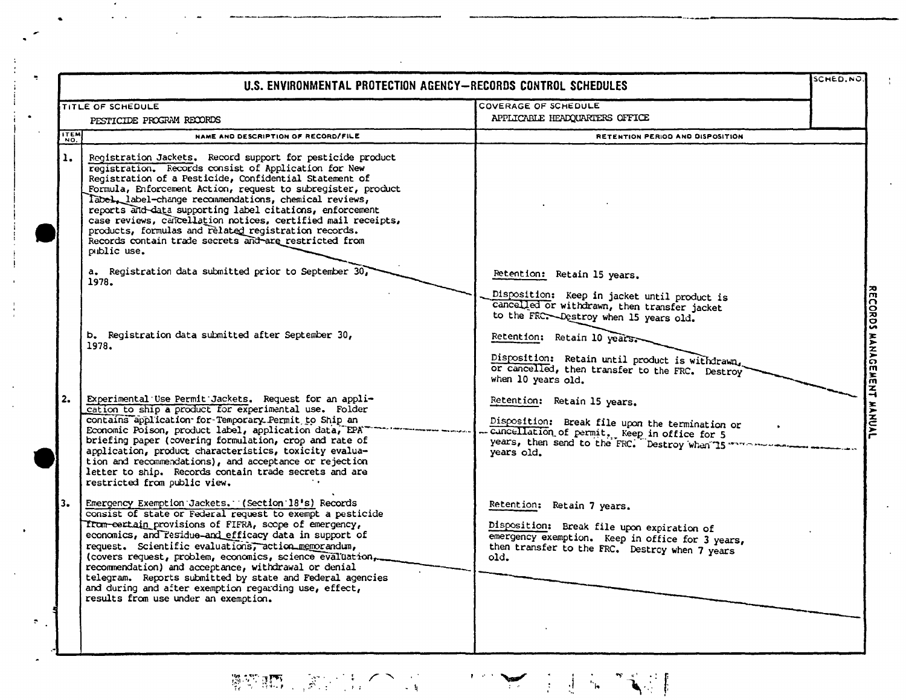# U.S. ENVIRONMENTAL PROTECTION AGENCY—RECORDS CONTROL SCHEDULES

SCHED. NO.

**TITLE OF SCHEDULE:** PESTICIDE PROGRAM RECORDS

**COVERAGE OF SCHEDULE:** APPLICABLE HEADQUARTERS OFFICE

| ITEM NO. | NAME AND DESCRIPTION OF RECORD/FILE | RETENTION PERIOD AND DISPOSITION |
|---|---|---|
| 1. | Registration Jackets. Record support for pesticide product registration. Records consist of Application for New Registration of a Pesticide, Confidential Statement of Formula, Enforcement Action, request to subregister, product label, label-change recommendations, chemical reviews, reports and data supporting label citations, enforcement case reviews, cancellation notices, certified mail receipts, products, formulas and related registration records. Records contain trade secrets and are restricted from public use. | |
| | a. Registration data submitted prior to September 30, 1978. | Retention: Retain 15 years.<br><br>Disposition: Keep in jacket until product is cancelled or withdrawn, then transfer jacket to the FRC. Destroy when 15 years old. |
| | b. Registration data submitted after September 30, 1978. | Retention: Retain 10 years.<br><br>Disposition: Retain until product is withdrawn, or cancelled, then transfer to the FRC. Destroy when 10 years old. |
| 2. | Experimental Use Permit Jackets. Request for an application to ship a product for experimental use. Folder contains application for Temporary Permit to Ship an Economic Poison, product label, application data, EPA briefing paper (covering formulation, crop and rate of application, product characteristics, toxicity evaluation and recommendations), and acceptance or rejection letter to ship. Records contain trade secrets and are restricted from public view. | Retention: Retain 15 years.<br><br>Disposition: Break file upon the termination or cancellation of permit. Keep in office for 5 years, then send to the FRC. Destroy when 15 years old. |
| 3. | Emergency Exemption Jackets. (Section 18's) Records consist of state or Federal request to exempt a pesticide from certain provisions of FIFRA, scope of emergency, economics, and residue and efficacy data in support of request. Scientific evaluations, action memorandum, (covers request, problem, economics, science evaluation, recommendation) and acceptance, withdrawal or denial telegram. Reports submitted by state and Federal agencies and during and after exemption regarding use, effect, results from use under an exemption. | Retention: Retain 7 years.<br><br>Disposition: Break file upon expiration of emergency exemption. Keep in office for 3 years, then transfer to the FRC. Destroy when 7 years old. |

RECORDS MANAGEMENT MANUAL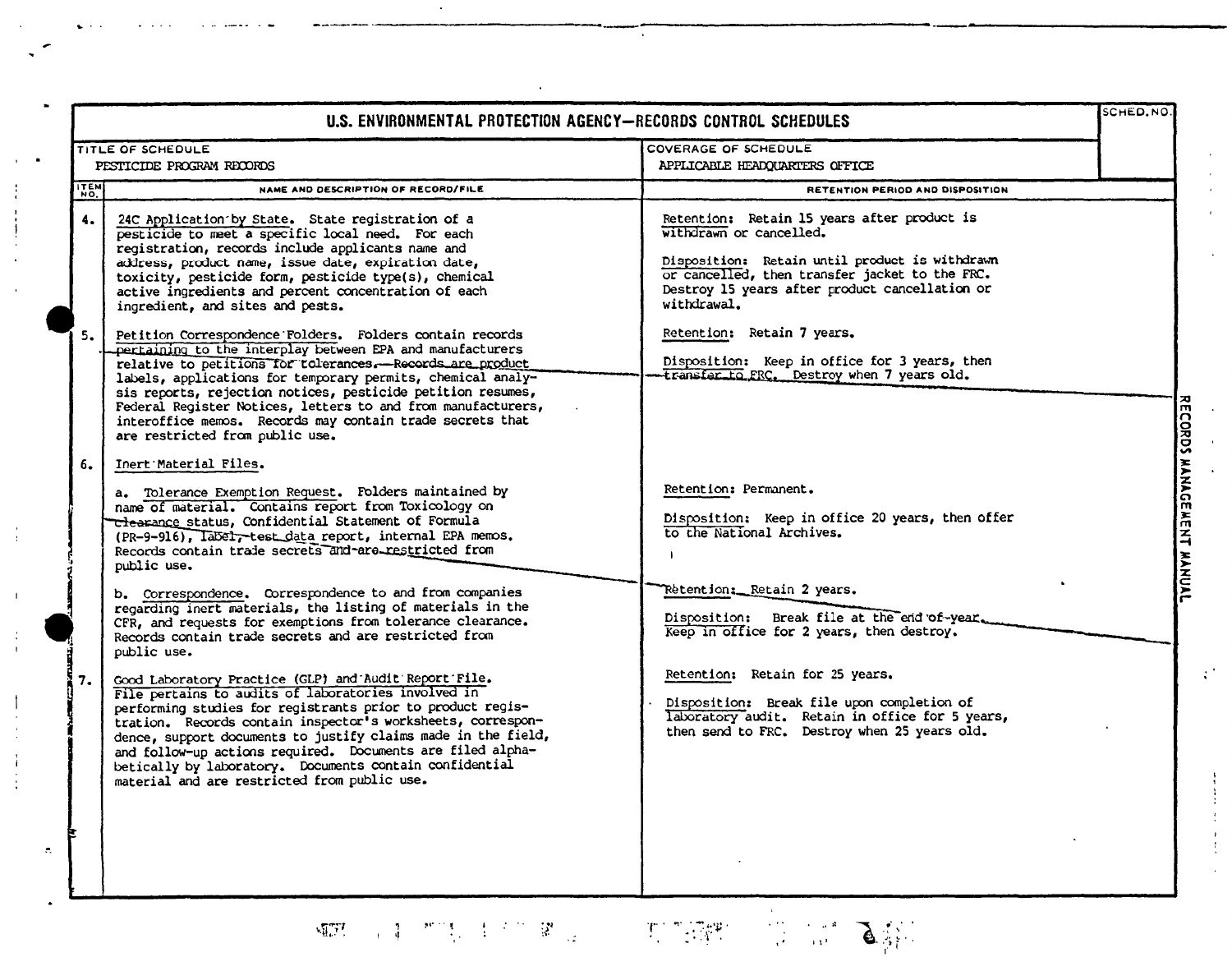# U.S. ENVIRONMENTAL PROTECTION AGENCY—RECORDS CONTROL SCHEDULES

| TITLE OF SCHEDULE | COVERAGE OF SCHEDULE | SCHED. NO. |
|---|---|---|
| PESTICIDE PROGRAM RECORDS | APPLICABLE HEADQUARTERS OFFICE | |

| ITEM NO. | NAME AND DESCRIPTION OF RECORD/FILE | RETENTION PERIOD AND DISPOSITION |
|---|---|---|
| 4. | 24C Application by State. State registration of a pesticide to meet a specific local need. For each registration, records include applicants name and address, product name, issue date, expiration date, toxicity, pesticide form, pesticide type(s), chemical active ingredients and percent concentration of each ingredient, and sites and pests. | Retention: Retain 15 years after product is withdrawn or cancelled.<br><br>Disposition: Retain until product is withdrawn or cancelled, then transfer jacket to the FRC. Destroy 15 years after product cancellation or withdrawal. |
| 5. | Petition Correspondence Folders. Folders contain records pertaining to the interplay between EPA and manufacturers relative to petitions for tolerances. Records are product labels, applications for temporary permits, chemical analysis reports, rejection notices, pesticide petition resumes, Federal Register Notices, letters to and from manufacturers, interoffice memos. Records may contain trade secrets that are restricted from public use. | Retention: Retain 7 years.<br><br>Disposition: Keep in office for 3 years, then transfer to FRC. Destroy when 7 years old. |
| 6. | Inert Material Files. | |
| | a. Tolerance Exemption Request. Folders maintained by name of material. Contains report from Toxicology on clearance status, Confidential Statement of Formula (PR-9-916), label, test data report, internal EPA memos. Records contain trade secrets and are restricted from public use. | Retention: Permanent.<br><br>Disposition: Keep in office 20 years, then offer to the National Archives. |
| | b. Correspondence. Correspondence to and from companies regarding inert materials, the listing of materials in the CFR, and requests for exemptions from tolerance clearance. Records contain trade secrets and are restricted from public use. | Retention: Retain 2 years.<br><br>Disposition: Break file at the end of year. Keep in office for 2 years, then destroy. |
| 7. | Good Laboratory Practice (GLP) and Audit Report File. File pertains to audits of laboratories involved in performing studies for registrants prior to product registration. Records contain inspector's worksheets, correspondence, support documents to justify claims made in the field, and follow-up actions required. Documents are filed alphabetically by laboratory. Documents contain confidential material and are restricted from public use. | Retention: Retain for 25 years.<br><br>Disposition: Break file upon completion of laboratory audit. Retain in office for 5 years, then send to FRC. Destroy when 25 years old. |

RECORDS MANAGEMENT MANUAL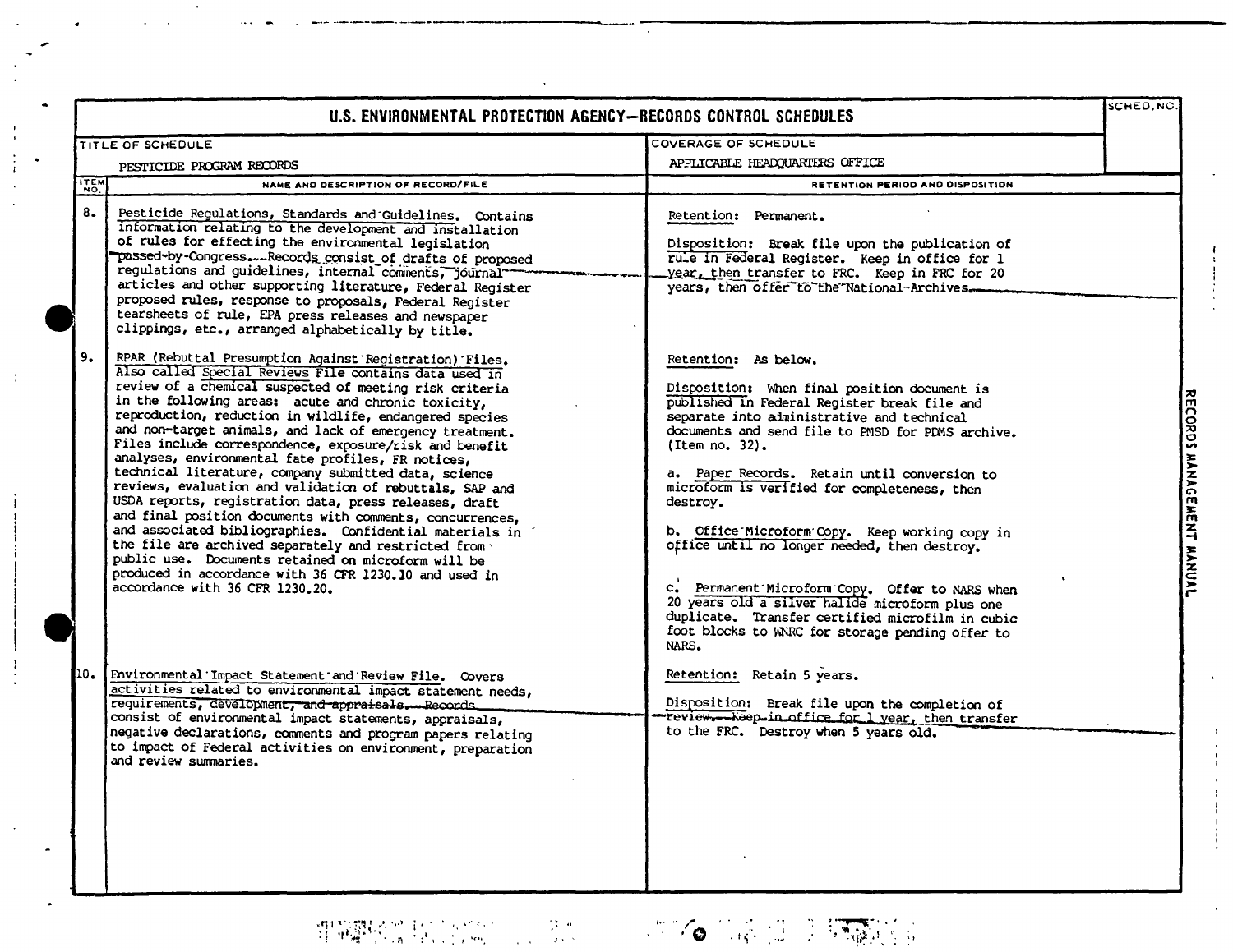# U.S. ENVIRONMENTAL PROTECTION AGENCY—RECORDS CONTROL SCHEDULES

| TITLE OF SCHEDULE | COVERAGE OF SCHEDULE | SCHED. NO. |
|---|---|---|
| PESTICIDE PROGRAM RECORDS | APPLICABLE HEADQUARTERS OFFICE | |

| ITEM NO. | NAME AND DESCRIPTION OF RECORD/FILE | RETENTION PERIOD AND DISPOSITION |
|---|---|---|
| 8. | Pesticide Regulations, Standards and Guidelines. Contains information relating to the development and installation of rules for effecting the environmental legislation passed by Congress. Records consist of drafts of proposed regulations and guidelines, internal comments, journal articles and other supporting literature, Federal Register proposed rules, response to proposals, Federal Register tearsheets of rule, EPA press releases and newspaper clippings, etc., arranged alphabetically by title. | Retention: Permanent.<br><br>Disposition: Break file upon the publication of rule in Federal Register. Keep in office for 1 year, then transfer to FRC. Keep in FRC for 20 years, then offer to the National Archives. |
| 9. | RPAR (Rebuttal Presumption Against Registration) Files. Also called Special Reviews File contains data used in review of a chemical suspected of meeting risk criteria in the following areas: acute and chronic toxicity, reproduction, reduction in wildlife, endangered species and non-target animals, and lack of emergency treatment. Files include correspondence, exposure/risk and benefit analyses, environmental fate profiles, FR notices, technical literature, company submitted data, science reviews, evaluation and validation of rebuttals, SAP and USDA reports, registration data, press releases, draft and final position documents with comments, concurrences, and associated bibliographies. Confidential materials in the file are archived separately and restricted from public use. Documents retained on microform will be produced in accordance with 36 CFR 1230.10 and used in accordance with 36 CFR 1230.20. | Retention: As below.<br><br>Disposition: When final position document is published in Federal Register break file and separate into administrative and technical documents and send file to PMSD for PDMS archive. (Item no. 32).<br><br>a. Paper Records. Retain until conversion to microform is verified for completeness, then destroy.<br><br>b. Office Microform Copy. Keep working copy in office until no longer needed, then destroy.<br><br>c. Permanent Microform Copy. Offer to NARS when 20 years old a silver halide microform plus one duplicate. Transfer certified microfilm in cubic foot blocks to WNRC for storage pending offer to NARS. |
| 10. | Environmental Impact Statement and Review File. Covers activities related to environmental impact statement needs, requirements, development, and appraisals. Records consist of environmental impact statements, appraisals, negative declarations, comments and program papers relating to impact of Federal activities on environment, preparation and review summaries. | Retention: Retain 5 years.<br><br>Disposition: Break file upon the completion of review. Keep in office for 1 year, then transfer to the FRC. Destroy when 5 years old. |

RECORDS MANAGEMENT MANUAL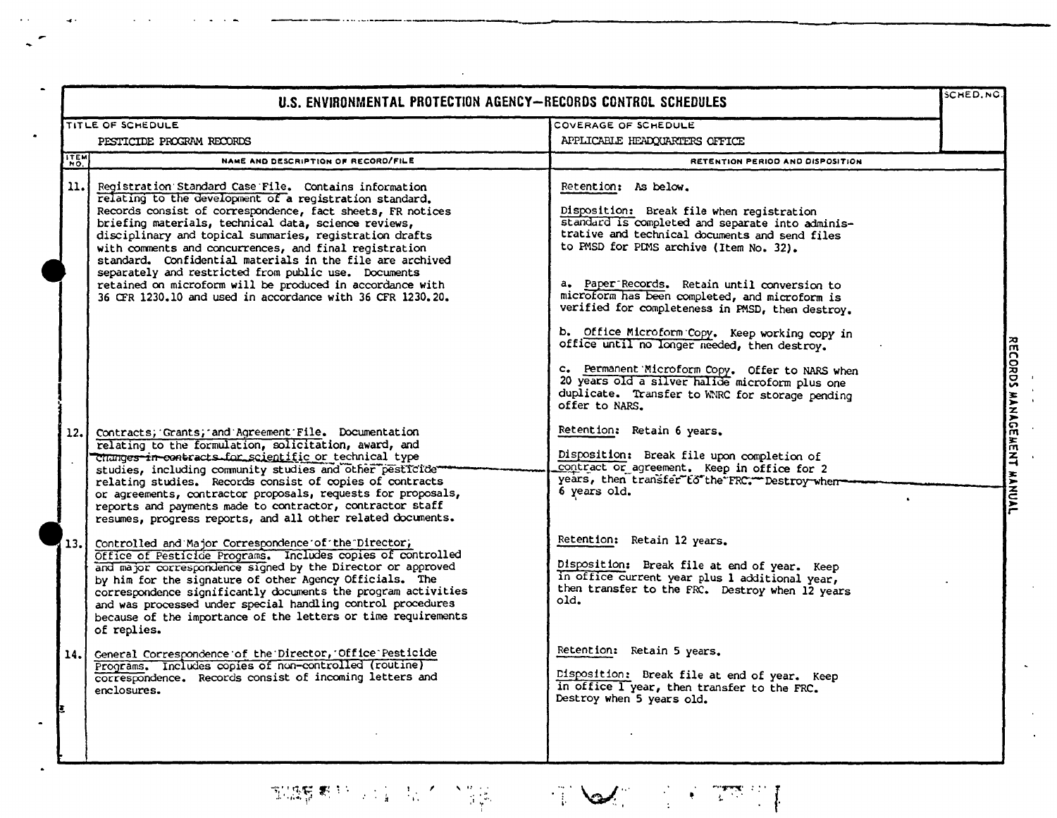# U.S. ENVIRONMENTAL PROTECTION AGENCY—RECORDS CONTROL SCHEDULES

| TITLE OF SCHEDULE | COVERAGE OF SCHEDULE | SCHED. NO. |
|---|---|---|
| PESTICIDE PROGRAM RECORDS | APPLICABLE HEADQUARTERS OFFICE | |

| ITEM NO. | NAME AND DESCRIPTION OF RECORD/FILE | RETENTION PERIOD AND DISPOSITION |
|---|---|---|
| 11. | Registration Standard Case File. Contains information relating to the development of a registration standard. Records consist of correspondence, fact sheets, FR notices briefing materials, technical data, science reviews, disciplinary and topical summaries, registration drafts with comments and concurrences, and final registration standard. Confidential materials in the file are archived separately and restricted from public use. Documents retained on microform will be produced in accordance with 36 CFR 1230.10 and used in accordance with 36 CFR 1230.20. | Retention: As below.<br><br>Disposition: Break file when registration standard is completed and separate into administrative and technical documents and send files to PMSD for PDMS archive (Item No. 32).<br><br>a. Paper Records. Retain until conversion to microform has been completed, and microform is verified for completeness in PMSD, then destroy.<br><br>b. Office Microform Copy. Keep working copy in office until no longer needed, then destroy.<br><br>c. Permanent Microform Copy. Offer to NARS when 20 years old a silver halide microform plus one duplicate. Transfer to WNRC for storage pending offer to NARS. |
| 12. | Contracts, Grants, and Agreement File. Documentation relating to the formulation, solicitation, award, and changes in contracts for scientific or technical type studies, including community studies and other pesticide relating studies. Records consist of copies of contracts or agreements, contractor proposals, requests for proposals, reports and payments made to contractor, contractor staff resumes, progress reports, and all other related documents. | Retention: Retain 6 years.<br><br>Disposition: Break file upon completion of contract or agreement. Keep in office for 2 years, then transfer to the FRC. Destroy when 6 years old. |
| 13. | Controlled and Major Correspondence of the Director, Office of Pesticide Programs. Includes copies of controlled and major correspondence signed by the Director or approved by him for the signature of other Agency Officials. The correspondence significantly documents the program activities and was processed under special handling control procedures because of the importance of the letters or time requirements of replies. | Retention: Retain 12 years.<br><br>Disposition: Break file at end of year. Keep in office current year plus 1 additional year, then transfer to the FRC. Destroy when 12 years old. |
| 14. | General Correspondence of the Director, Office Pesticide Programs. Includes copies of non-controlled (routine) correspondence. Records consist of incoming letters and enclosures. | Retention: Retain 5 years.<br><br>Disposition: Break file at end of year. Keep in office 1 year, then transfer to the FRC. Destroy when 5 years old. |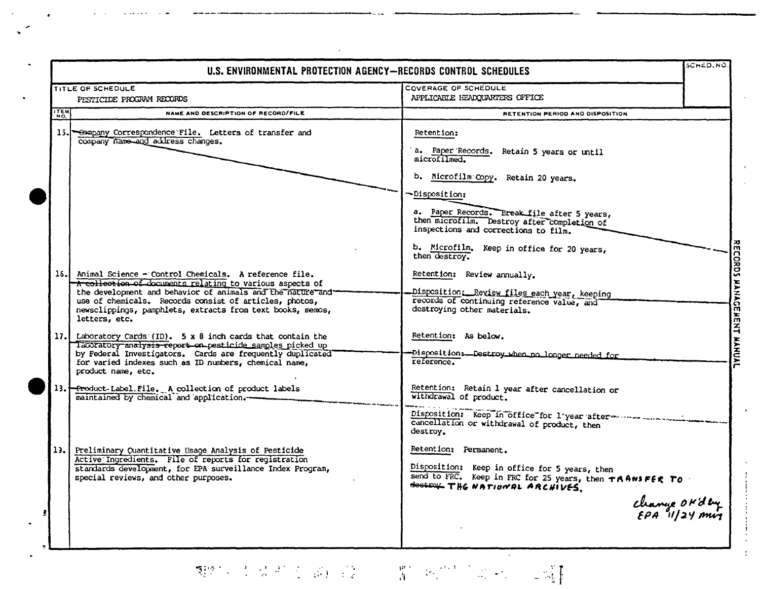# U.S. ENVIRONMENTAL PROTECTION AGENCY—RECORDS CONTROL SCHEDULES

| TITLE OF SCHEDULE | COVERAGE OF SCHEDULE | SCHED. NO. |
|---|---|---|
| PESTICIDE PROGRAM RECORDS | APPLICABLE HEADQUARTERS OFFICE | |

| ITEM NO. | NAME AND DESCRIPTION OF RECORD/FILE | RETENTION PERIOD AND DISPOSITION |
|---|---|---|
| 15. | Company Correspondence File. Letters of transfer and company name and address changes. | Retention:<br>a. Paper Records. Retain 5 years or until microfilmed.<br>b. Microfilm Copy. Retain 20 years.<br>Disposition:<br>a. Paper Records. Break file after 5 years, then microfilm. Destroy after completion of inspections and corrections to film.<br>b. Microfilm. Keep in office for 20 years, then destroy. |
| 16. | Animal Science - Control Chemicals. A reference file. A collection of documents relating to various aspects of the development and behavior of animals and the nature and use of chemicals. Records consist of articles, photos, newsclippings, pamphlets, extracts from text books, memos, letters, etc. | Retention: Review annually.<br>Disposition: Review files each year, keeping records of continuing reference value, and destroying other materials. |
| 17. | Laboratory Cards (ID). 5 x 8 inch cards that contain the laboratory analysis report on pesticide samples picked up by Federal Investigators. Cards are frequently duplicated for varied indexes such as ID numbers, chemical name, product name, etc. | Retention: As below.<br>Disposition: Destroy when no longer needed for reference. |
| 18. | Product Label File. A collection of product labels maintained by chemical and application. | Retention: Retain 1 year after cancellation or withdrawal of product.<br>Disposition: Keep in office for 1 year after cancellation or withdrawal of product, then destroy. |
| 19. | Preliminary Quantitative Usage Analysis of Pesticide Active Ingredients. File of reports for registration standards development, for EPA surveillance Index Program, special reviews, and other purposes. | Retention: Permanent.<br>Disposition: Keep in office for 5 years, then send to FRC. Keep in FRC for 25 years, then ~~destroy~~ TRANSFER TO THE NATIONAL ARCHIVES.<br>*Change OK'd by EPA 11/24 mw* |

RECORDS MANAGEMENT MANUAL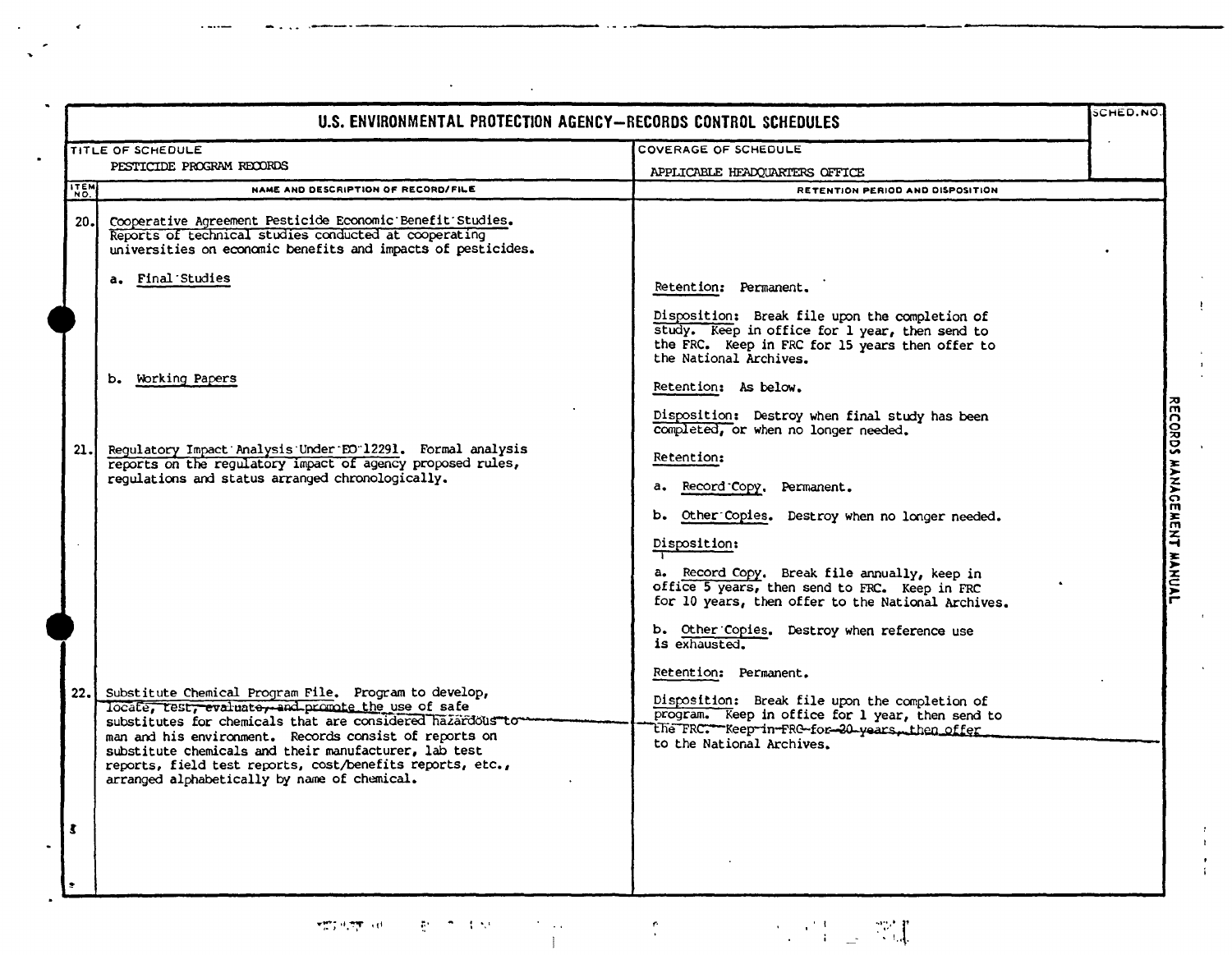# U.S. ENVIRONMENTAL PROTECTION AGENCY—RECORDS CONTROL SCHEDULES

SCHED. NO.

| TITLE OF SCHEDULE | COVERAGE OF SCHEDULE |
|---|---|
| PESTICIDE PROGRAM RECORDS | APPLICABLE HEADQUARTERS OFFICE |

| ITEM NO. | NAME AND DESCRIPTION OF RECORD/FILE | RETENTION PERIOD AND DISPOSITION |
|---|---|---|
| 20. | Cooperative Agreement Pesticide Economic Benefit Studies. Reports of technical studies conducted at cooperating universities on economic benefits and impacts of pesticides. | |
| | a. Final Studies | Retention: Permanent.<br><br>Disposition: Break file upon the completion of study. Keep in office for 1 year, then send to the FRC. Keep in FRC for 15 years then offer to the National Archives. |
| | b. Working Papers | Retention: As below.<br><br>Disposition: Destroy when final study has been completed, or when no longer needed. |
| 21. | Regulatory Impact Analysis Under EO 12291. Formal analysis reports on the regulatory impact of agency proposed rules, regulations and status arranged chronologically. | Retention:<br><br>a. Record Copy. Permanent.<br><br>b. Other Copies. Destroy when no longer needed.<br><br>Disposition:<br><br>a. Record Copy. Break file annually, keep in office 5 years, then send to FRC. Keep in FRC for 10 years, then offer to the National Archives.<br><br>b. Other Copies. Destroy when reference use is exhausted. |
| 22. | Substitute Chemical Program File. Program to develop, locate, test, evaluate, and promote the use of safe substitutes for chemicals that are considered hazardous to man and his environment. Records consist of reports on substitute chemicals and their manufacturer, lab test reports, field test reports, cost/benefits reports, etc., arranged alphabetically by name of chemical. | Retention: Permanent.<br><br>Disposition: Break file upon the completion of program. Keep in office for 1 year, then send to the FRC. Keep in FRC for 20 years, then offer to the National Archives. |

RECORDS MANAGEMENT MANUAL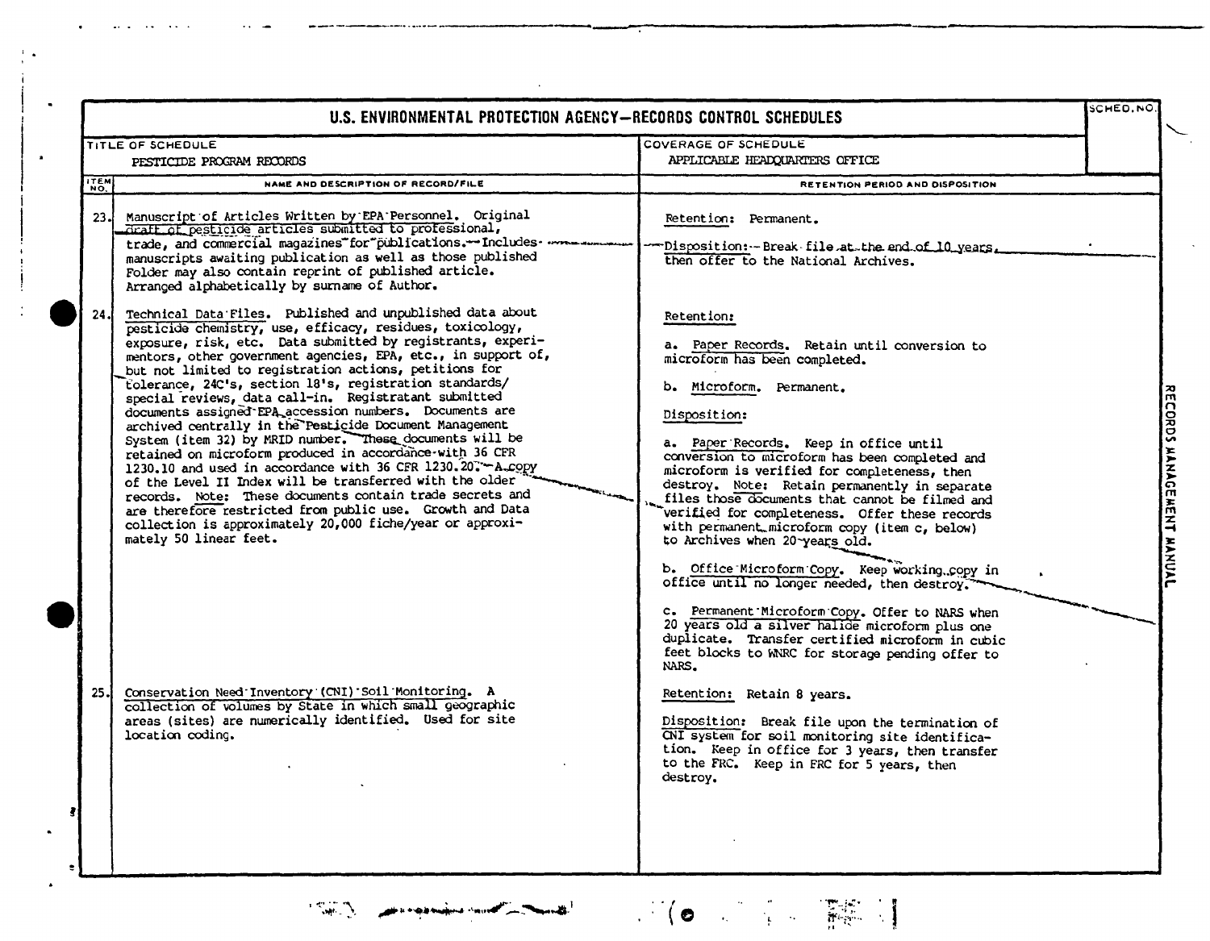## U.S. ENVIRONMENTAL PROTECTION AGENCY—RECORDS CONTROL SCHEDULES

| TITLE OF SCHEDULE | COVERAGE OF SCHEDULE | SCHED. NO. |
|---|---|---|
| PESTICIDE PROGRAM RECORDS | APPLICABLE HEADQUARTERS OFFICE | |

| ITEM NO. | NAME AND DESCRIPTION OF RECORD/FILE | RETENTION PERIOD AND DISPOSITION |
|---|---|---|
| 23. | Manuscript of Articles Written by EPA Personnel. Original draft of pesticide articles submitted to professional, trade, and commercial magazines for publications. Includes manuscripts awaiting publication as well as those published Folder may also contain reprint of published article. Arranged alphabetically by surname of Author. | Retention: Permanent.<br><br>Disposition: Break file at the end of 10 years, then offer to the National Archives. |
| 24. | Technical Data Files. Published and unpublished data about pesticide chemistry, use, efficacy, residues, toxicology, exposure, risk, etc. Data submitted by registrants, experimentors, other government agencies, EPA, etc., in support of, but not limited to registration actions, petitions for tolerance, 24C's, section 18's, registration standards/ special reviews, data call-in. Registratant submitted documents assigned EPA accession numbers. Documents are archived centrally in the Pesticide Document Management System (item 32) by MRID number. These documents will be retained on microform produced in accordance with 36 CFR 1230.10 and used in accordance with 36 CFR 1230.20. A copy of the Level II Index will be transferred with the older records. Note: These documents contain trade secrets and are therefore restricted from public use. Growth and Data collection is approximately 20,000 fiche/year or approximately 50 linear feet. | Retention:<br><br>a. Paper Records. Retain until conversion to microform has been completed.<br><br>b. Microform. Permanent.<br><br>Disposition:<br><br>a. Paper Records. Keep in office until conversion to microform has been completed and microform is verified for completeness, then destroy. Note: Retain permanently in separate files those documents that cannot be filmed and verified for completeness. Offer these records with permanent microform copy (item c, below) to Archives when 20 years old.<br><br>b. Office Microform Copy. Keep working copy in office until no longer needed, then destroy.<br><br>c. Permanent Microform Copy. Offer to NARS when 20 years old a silver halide microform plus one duplicate. Transfer certified microform in cubic feet blocks to WNRC for storage pending offer to NARS. |
| 25. | Conservation Need Inventory (CNI) Soil Monitoring. A collection of volumes by State in which small geographic areas (sites) are numerically identified. Used for site location coding. | Retention: Retain 8 years.<br><br>Disposition: Break file upon the termination of CNI system for soil monitoring site identification. Keep in office for 3 years, then transfer to the FRC. Keep in FRC for 5 years, then destroy. |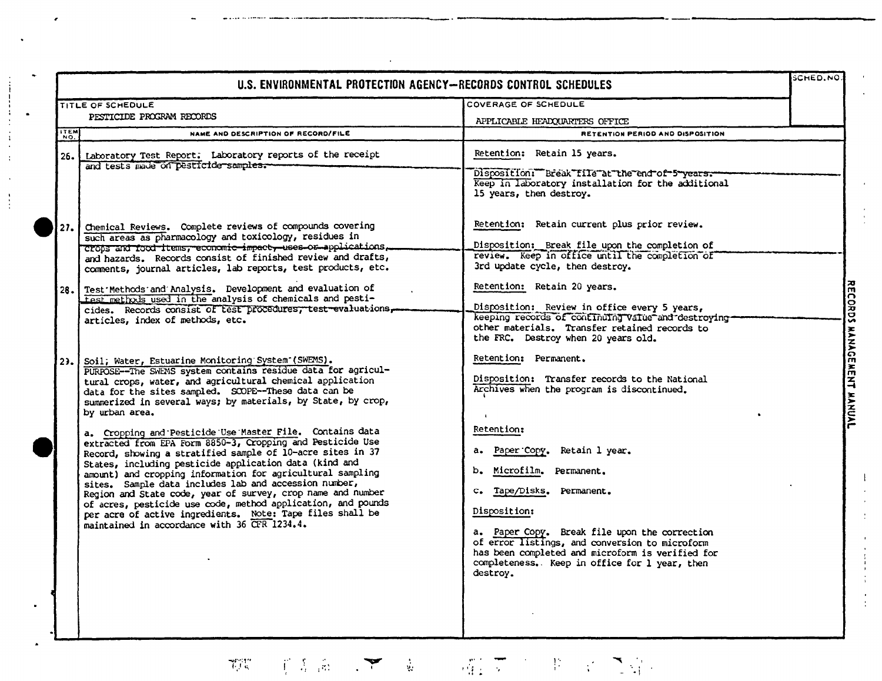# U.S. ENVIRONMENTAL PROTECTION AGENCY—RECORDS CONTROL SCHEDULES

| TITLE OF SCHEDULE | COVERAGE OF SCHEDULE | SCHED. NO. |
|---|---|---|
| PESTICIDE PROGRAM RECORDS | APPLICABLE HEADQUARTERS OFFICE | |

| ITEM NO. | NAME AND DESCRIPTION OF RECORD/FILE | RETENTION PERIOD AND DISPOSITION |
|---|---|---|
| 26. | Laboratory Test Report. Laboratory reports of the receipt and tests made on pesticide samples. | Retention: Retain 15 years.<br><br>Disposition: Break file at the end of 5 years. Keep in laboratory installation for the additional 15 years, then destroy. |
| 27. | Chemical Reviews. Complete reviews of compounds covering such areas as pharmacology and toxicology, residues in crops and food items, economic impact, uses or applications, and hazards. Records consist of finished review and drafts, comments, journal articles, lab reports, test products, etc. | Retention: Retain current plus prior review.<br><br>Disposition: Break file upon the completion of review. Keep in office until the completion of 3rd update cycle, then destroy. |
| 28. | Test Methods and Analysis. Development and evaluation of test methods used in the analysis of chemicals and pesticides. Records consist of test procedures, test evaluations, articles, index of methods, etc. | Retention: Retain 20 years.<br><br>Disposition: Review in office every 5 years, keeping records of continuing value and destroying other materials. Transfer retained records to the FRC. Destroy when 20 years old. |
| 29. | Soil, Water, Estuarine Monitoring System (SWEMS). PURPOSE--The SWEMS system contains residue data for agricultural crops, water, and agricultural chemical application data for the sites sampled. SCOPE--These data can be summerized in several ways; by materials, by State, by crop, by urban area. | Retention: Permanent.<br><br>Disposition: Transfer records to the National Archives when the program is discontinued. |
| | a. Cropping and Pesticide Use Master File. Contains data extracted from EPA Form 8850-3, Cropping and Pesticide Use Record, showing a stratified sample of 10-acre sites in 37 States, including pesticide application data (kind and amount) and cropping information for agricultural sampling sites. Sample data includes lab and accession number, Region and State code, year of survey, crop name and number of acres, pesticide use code, method application, and pounds per acre of active ingredients. Note: Tape files shall be maintained in accordance with 36 CFR 1234.4. | Retention:<br><br>a. Paper Copy. Retain 1 year.<br><br>b. Microfilm. Permanent.<br><br>c. Tape/Disks. Permanent.<br><br>Disposition:<br><br>a. Paper Copy. Break file upon the correction of error listings, and conversion to microform has been completed and microform is verified for completeness. Keep in office for 1 year, then destroy. |

RECORDS MANAGEMENT MANUAL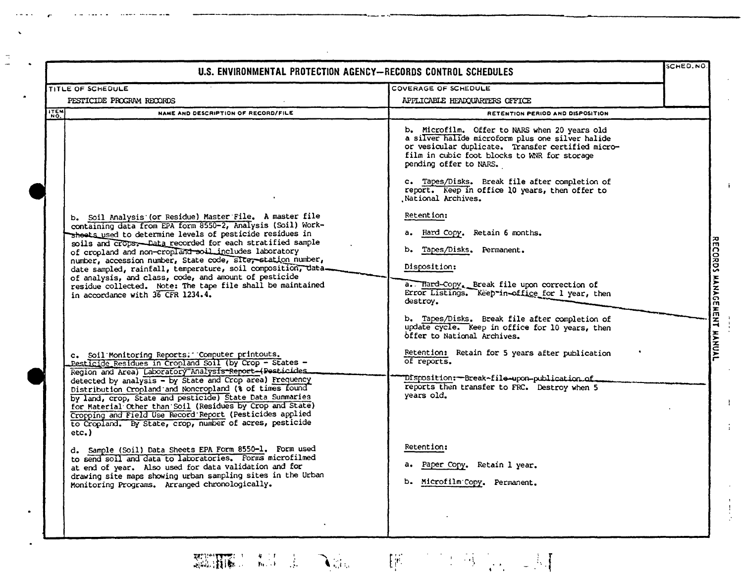# U.S. ENVIRONMENTAL PROTECTION AGENCY—RECORDS CONTROL SCHEDULES

| TITLE OF SCHEDULE | COVERAGE OF SCHEDULE | SCHED. NO. |
|---|---|---|
| PESTICIDE PROGRAM RECORDS | APPLICABLE HEADQUARTERS OFFICE | |

| ITEM NO. | NAME AND DESCRIPTION OF RECORD/FILE | RETENTION PERIOD AND DISPOSITION |
|---|---|---|
| | | b. Microfilm. Offer to NARS when 20 years old a silver halide microform plus one silver halide or vesicular duplicate. Transfer certified microfilm in cubic foot blocks to WNR for storage pending offer to NARS.<br><br>c. Tapes/Disks. Break file after completion of report. Keep in office 10 years, then offer to National Archives. |
| | b. Soil Analysis (or Residue) Master File. A master file containing data from EPA form 8550-2, Analysis (Soil) Worksheets used to determine levels of pesticide residues in soils and crops. Data recorded for each stratified sample of cropland and non-cropland soil includes laboratory number, accession number, State code, site, station number, date sampled, rainfall, temperature, soil composition, data of analysis, and class, code, and amount of pesticide residue collected. Note: The tape file shall be maintained in accordance with 36 CFR 1234.4. | Retention:<br><br>a. Hard Copy. Retain 6 months.<br><br>b. Tapes/Disks. Permanent.<br><br>Disposition:<br><br>a. Hard Copy. Break file upon correction of Error Listings. Keep in office for 1 year, then destroy.<br><br>b. Tapes/Disks. Break file after completion of update cycle. Keep in office for 10 years, then offer to National Archives. |
| | c. Soil Monitoring Reports: Computer printouts. Pesticide Residues in Cropland Soil (by Crop - States - Region and Area) Laboratory Analysis Report (Pesticides detected by analysis - by State and Crop area) Frequency Distribution Cropland and Noncropland (% of times found by land, crop, State and pesticide) State Data Summaries for Material Other than Soil (Residues by Crop and State) Cropping and Field Use Record Report (Pesticides applied to Cropland. By State, crop, number of acres, pesticide etc.) | Retention: Retain for 5 years after publication of reports.<br><br>Disposition: Break file upon publication of reports then transfer to FRC. Destroy when 5 years old. |
| | d. Sample (Soil) Data Sheets EPA Form 8550-1. Form used to send soil and data to laboratories. Forms microfilmed at end of year. Also used for data validation and for drawing site maps showing urban sampling sites in the Urban Monitoring Programs. Arranged chronologically. | Retention:<br><br>a. Paper Copy. Retain 1 year.<br><br>b. Microfilm Copy. Permanent. |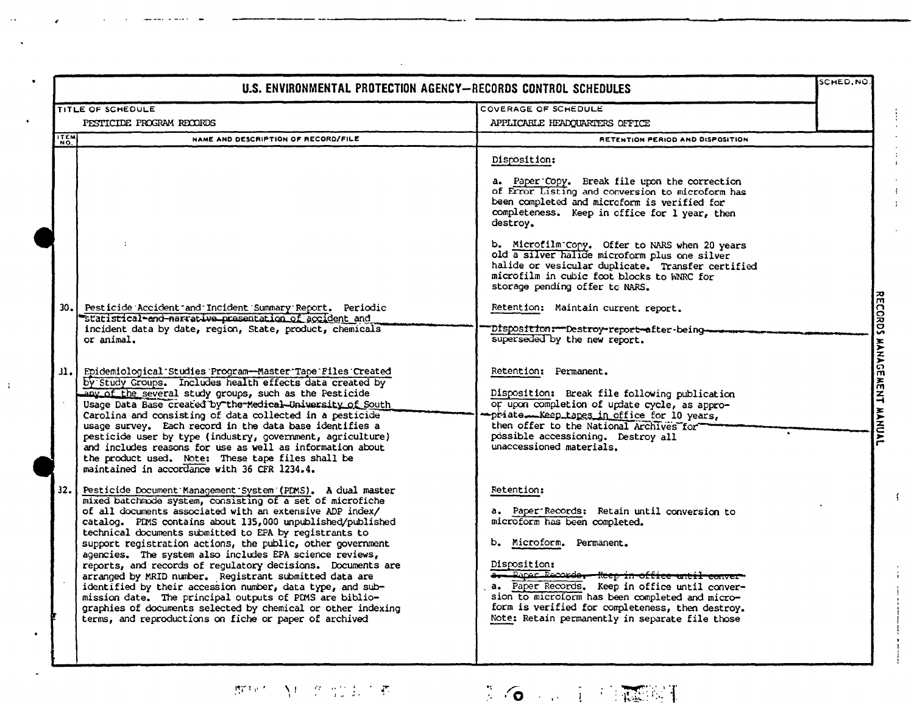# U.S. ENVIRONMENTAL PROTECTION AGENCY—RECORDS CONTROL SCHEDULES

| TITLE OF SCHEDULE | COVERAGE OF SCHEDULE | SCHED. NO. |
|---|---|---|
| PESTICIDE PROGRAM RECORDS | APPLICABLE HEADQUARTERS OFFICE | |

| ITEM NO. | NAME AND DESCRIPTION OF RECORD/FILE | RETENTION PERIOD AND DISPOSITION |
|---|---|---|
| | | Disposition:<br><br>a. Paper Copy. Break file upon the correction of Error Listing and conversion to microform has been completed and microform is verified for completeness. Keep in office for 1 year, then destroy.<br><br>b. Microfilm Copy. Offer to NARS when 20 years old a silver halide microform plus one silver halide or vesicular duplicate. Transfer certified microfilm in cubic foot blocks to WNRC for storage pending offer to NARS. |
| 30. | Pesticide Accident and Incident Summary Report. Periodic ~~statistical and narrative presentation of~~ accident and incident data by date, region, State, product, chemicals or animal. | Retention: Maintain current report.<br><br>~~Disposition: Destroy report after being~~ superseded by the new report. |
| 31. | Epidemiological Studies Program—Master Tape Files Created by Study Groups. Includes health effects data created by any of the several study groups, such as the Pesticide Usage Data Base created by the ~~Medical University of~~ South Carolina and consisting of data collected in a pesticide usage survey. Each record in the data base identifies a pesticide user by type (industry, government, agriculture) and includes reasons for use as well as information about the product used. Note: These tape files shall be maintained in accordance with 36 CFR 1234.4. | Retention: Permanent.<br><br>Disposition: Break file following publication or upon completion of update cycle, as appropriate. Keep tapes in office for 10 years, then offer to the National Archives for possible accessioning. Destroy all unaccessioned materials. |
| 32. | Pesticide Document Management System (PDMS). A dual master mixed batchmode system, consisting of a set of microfiche of all documents associated with an extensive ADP index/catalog. PDMS contains about 135,000 unpublished/published technical documents submitted to EPA by registrants to support registration actions, the public, other government agencies. The system also includes EPA science reviews, reports, and records of regulatory decisions. Documents are arranged by MRID number. Registrant submitted data are identified by their accession number, data type, and submission date. The principal outputs of PDMS are bibliographies of documents selected by chemical or other indexing terms, and reproductions on fiche or paper of archived | Retention:<br><br>a. Paper Records: Retain until conversion to microform has been completed.<br><br>b. Microform. Permanent.<br><br>Disposition:<br>~~a. Paper Records. Keep in office until conver-~~<br>a. Paper Records. Keep in office until conversion to microform has been completed and microform is verified for completeness, then destroy. Note: Retain permanently in separate file those |

RECORDS MANAGEMENT MANUAL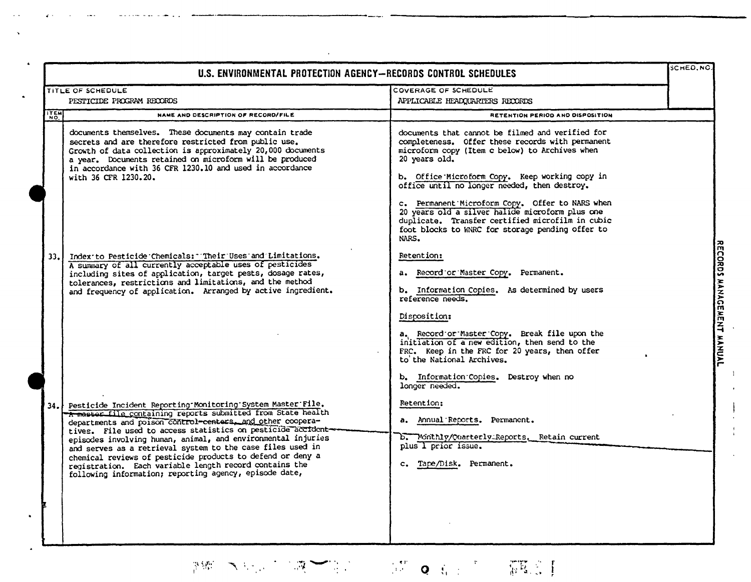**U.S. ENVIRONMENTAL PROTECTION AGENCY—RECORDS CONTROL SCHEDULES**

| TITLE OF SCHEDULE | COVERAGE OF SCHEDULE | SCHED. NO. |
|---|---|---|
| PESTICIDE PROGRAM RECORDS | APPLICABLE HEADQUARTERS RECORDS | |

| ITEM NO. | NAME AND DESCRIPTION OF RECORD/FILE | RETENTION PERIOD AND DISPOSITION |
|---|---|---|
| | documents themselves. These documents may contain trade secrets and are therefore restricted from public use. Growth of data collection is approximately 20,000 documents a year. Documents retained on microform will be produced in accordance with 36 CFR 1230.10 and used in accordance with 36 CFR 1230.20. | documents that cannot be filmed and verified for completeness. Offer these records with permanent microform copy (Item c below) to Archives when 20 years old.<br><br>b. Office Microform Copy. Keep working copy in office until no longer needed, then destroy.<br><br>c. Permanent Microform Copy. Offer to NARS when 20 years old a silver halide microform plus one duplicate. Transfer certified microfilm in cubic foot blocks to WNRC for storage pending offer to NARS. |
| 33. | Index to Pesticide Chemicals: Their Uses and Limitations. A summary of all currently acceptable uses of pesticides including sites of application, target pests, dosage rates, tolerances, restrictions and limitations, and the method and frequency of application. Arranged by active ingredient. | Retention:<br><br>a. Record or Master Copy. Permanent.<br><br>b. Information Copies. As determined by users reference needs.<br><br>Disposition:<br><br>a. Record or Master Copy. Break file upon the initiation of a new edition, then send to the FRC. Keep in the FRC for 20 years, then offer to the National Archives.<br><br>b. Information Copies. Destroy when no longer needed. |
| 34. | Pesticide Incident Reporting Monitoring System Master File. A master file containing reports submitted from State health departments and poison control centers, and other cooperatives. File used to access statistics on pesticide accident episodes involving human, animal, and environmental injuries and serves as a retrieval system to the case files used in chemical reviews of pesticide products to defend or deny a registration. Each variable length record contains the following information; reporting agency, episode date, | Retention:<br><br>a. Annual Reports. Permanent.<br><br>b. Monthly/Quarterly Reports. Retain current plus 1 prior issue.<br><br>c. Tape/Disk. Permanent. |

RECORDS MANAGEMENT MANUAL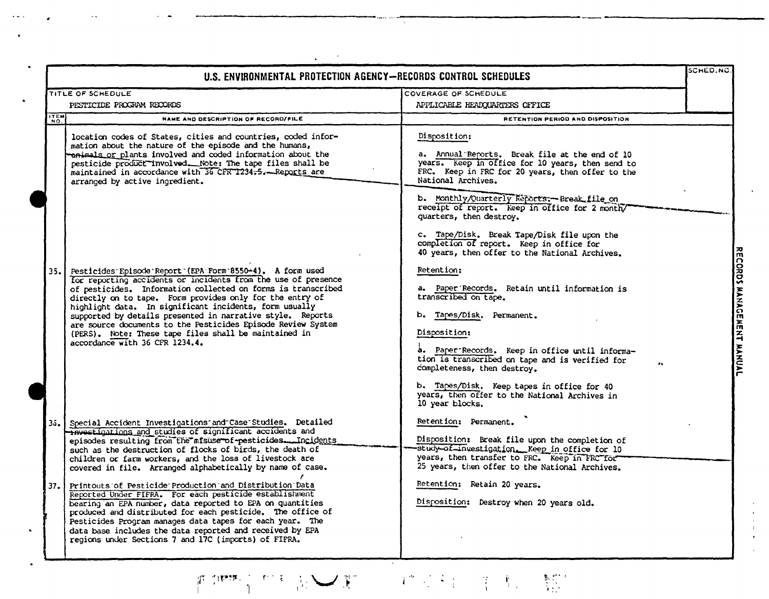| U.S. ENVIRONMENTAL PROTECTION AGENCY—RECORDS CONTROL SCHEDULES | | SCHED. NO. |
|---|---|---|
| TITLE OF SCHEDULE: PESTICIDE PROGRAM RECORDS | COVERAGE OF SCHEDULE: APPLICABLE HEADQUARTERS OFFICE | |

| ITEM NO. | NAME AND DESCRIPTION OF RECORD/FILE | RETENTION PERIOD AND DISPOSITION |
|---|---|---|
| | location codes of States, cities and countries, coded information about the nature of the episode and the humans, animals or plants involved and coded information about the pesticide product involved. Note: The tape files shall be maintained in accordance with 36 CFR 1234.5. Reports are arranged by active ingredient. | Disposition:<br><br>a. Annual Reports. Break file at the end of 10 years. Keep in office for 10 years, then send to FRC. Keep in FRC for 20 years, then offer to the National Archives.<br><br>b. Monthly/Quarterly Reports. Break file on receipt of report. Keep in office for 2 month/quarters, then destroy.<br><br>c. Tape/Disk. Break Tape/Disk file upon the completion of report. Keep in office for 40 years, then offer to the National Archives. |
| 35. | Pesticides Episode Report (EPA Form 8550-4). A form used for reporting accidents or incidents from the use of presence of pesticides. Information collected on forms is transcribed directly on to tape. Form provides only for the entry of highlight data. In significant incidents, form usually supported by details presented in narrative style. Reports are source documents to the Pesticides Episode Review System (PERS). Note: These tape files shall be maintained in accordance with 36 CFR 1234.4. | Retention:<br><br>a. Paper Records. Retain until information is transcribed on tape.<br><br>b. Tapes/Disk. Permanent.<br><br>Disposition:<br><br>a. Paper Records. Keep in office until information is transcribed on tape and is verified for completeness, then destroy.<br><br>b. Tapes/Disk. Keep tapes in office for 40 years, then offer to the National Archives in 10 year blocks. |
| 36. | Special Accident Investigations and Case Studies. Detailed investigations and studies of significant accidents and episodes resulting from the misuse of pesticides. Incidents such as the destruction of flocks of birds, the death of children or farm workers, and the loss of livestock are covered in file. Arranged alphabetically by name of case. | Retention: Permanent.<br><br>Disposition: Break file upon the completion of study of investigation. Keep in office for 10 years, then transfer to FRC. Keep in FRC for 25 years, then offer to the National Archives. |
| 37. | Printouts of Pesticide Production and Distribution Data Reported Under FIFRA. For each pesticide establishment bearing an EPA number, data reported to EPA on quantities produced and distributed for each pesticide. The office of Pesticides Program manages data tapes for each year. The data base includes the data reported and received by EPA regions under Sections 7 and 17C (imports) of FIFRA. | Retention: Retain 20 years.<br><br>Disposition: Destroy when 20 years old. |

RECORDS MANAGEMENT MANUAL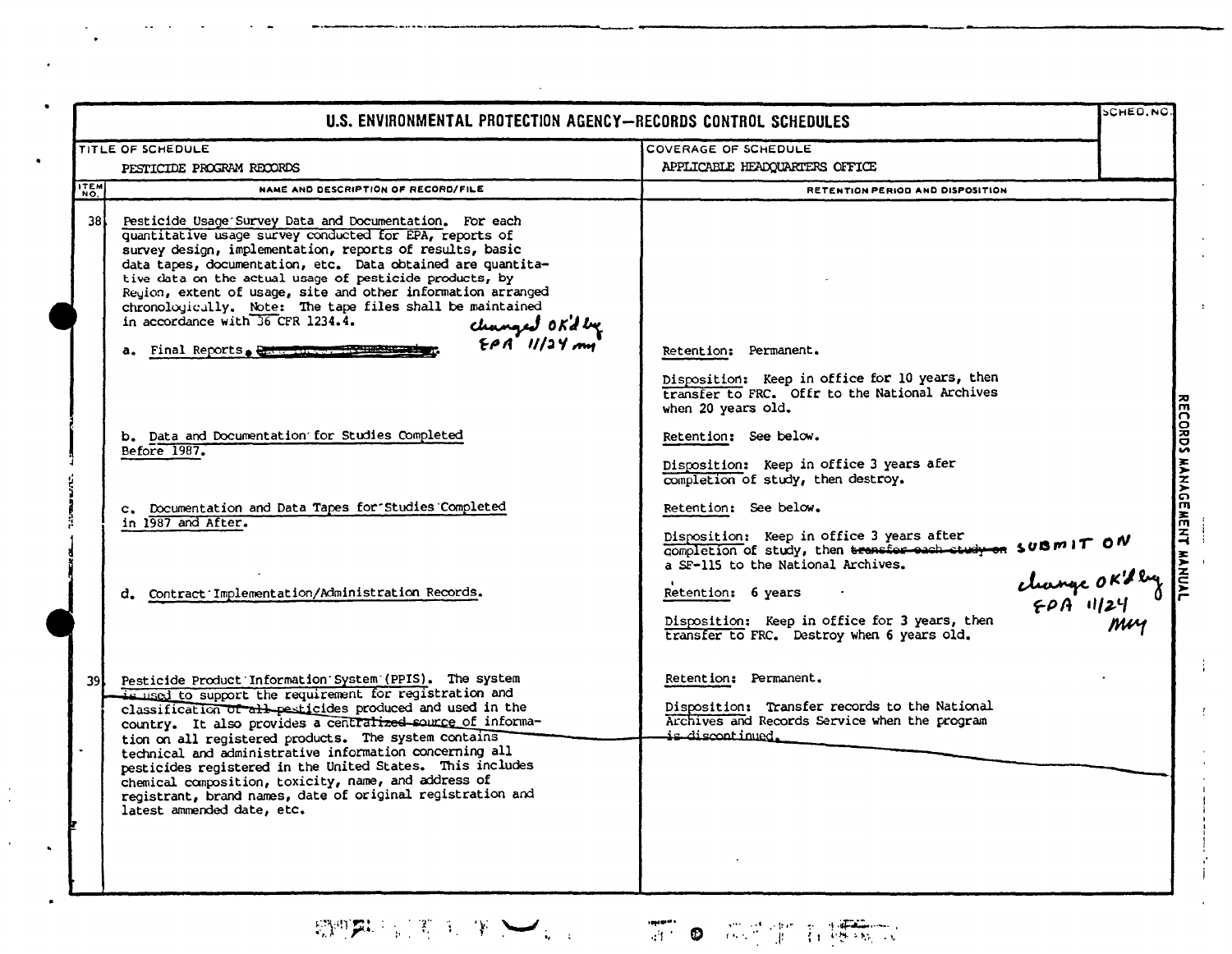# U.S. ENVIRONMENTAL PROTECTION AGENCY—RECORDS CONTROL SCHEDULES

| TITLE OF SCHEDULE | COVERAGE OF SCHEDULE | SCHED. NO. |
|---|---|---|
| PESTICIDE PROGRAM RECORDS | APPLICABLE HEADQUARTERS OFFICE | |

| ITEM NO. | NAME AND DESCRIPTION OF RECORD/FILE | RETENTION PERIOD AND DISPOSITION |
|---|---|---|
| 38 | Pesticide Usage Survey Data and Documentation. For each quantitative usage survey conducted for EPA, reports of survey design, implementation, reports of results, basic data tapes, documentation, etc. Data obtained are quantitative data on the actual usage of pesticide products, by Region, extent of usage, site and other information arranged chronologically. Note: The tape files shall be maintained in accordance with 36 CFR 1234.4. | |
| | a. Final Reports, ~~Data ... Documentation~~. *changed OK'd by EPA 11/24 mm* | Retention: Permanent. Disposition: Keep in office for 10 years, then transfer to FRC. Offr to the National Archives when 20 years old. |
| | b. Data and Documentation for Studies Completed Before 1987. | Retention: See below. Disposition: Keep in office 3 years afer completion of study, then destroy. |
| | c. Documentation and Data Tapes for Studies Completed in 1987 and After. | Retention: See below. Disposition: Keep in office 3 years after completion of study, then ~~transfer each study on~~ *SUBMIT ON* a SF-115 to the National Archives. *change OK'd by EPA 11/24 mm* |
| | d. Contract Implementation/Administration Records. | Retention: 6 years. Disposition: Keep in office for 3 years, then transfer to FRC. Destroy when 6 years old. |
| 39 | ~~Pesticide Product Information System (PPIS). The system is used to support the requirement for registration and classification of all pesticides produced and used in the country. It also provides a centralized source of information on all registered products.~~ The system contains technical and administrative information concerning all pesticides registered in the United States. This includes chemical composition, toxicity, name, and address of registrant, brand names, date of original registration and latest ammended date, etc. | ~~Retention: Permanent. Disposition: Transfer records to the National Archives and Records Service when the program is discontinued.~~ |

RECORDS MANAGEMENT MANUAL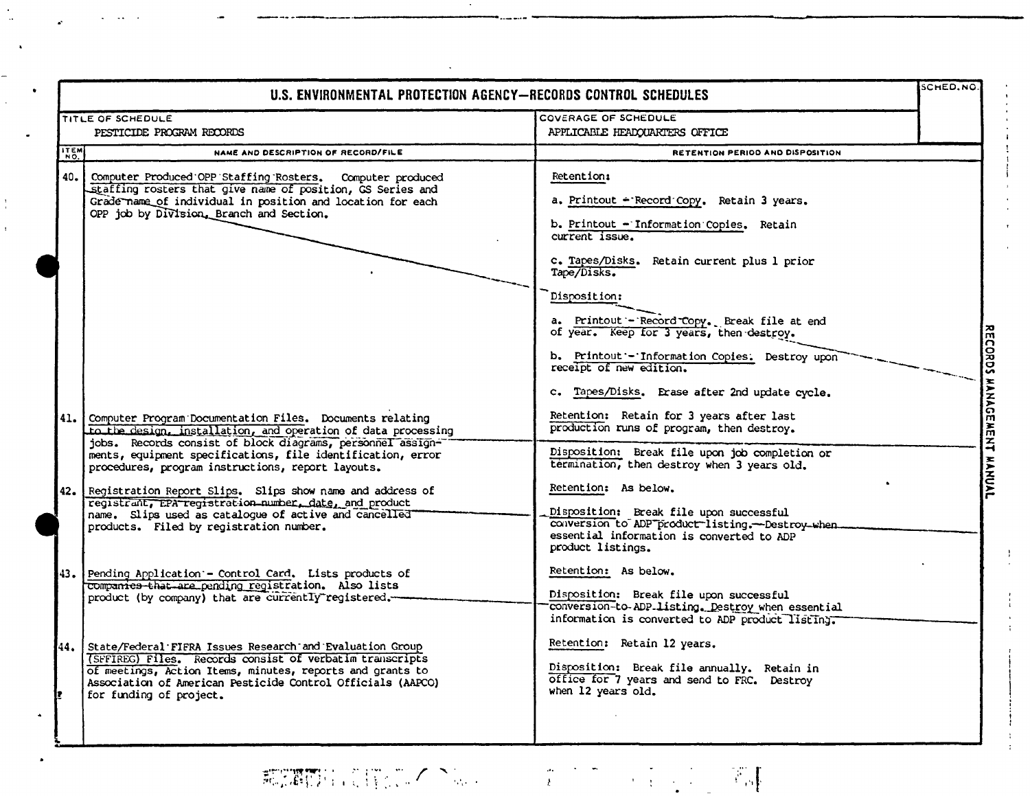# U.S. ENVIRONMENTAL PROTECTION AGENCY—RECORDS CONTROL SCHEDULES

| TITLE OF SCHEDULE | COVERAGE OF SCHEDULE | SCHED. NO. |
|---|---|---|
| PESTICIDE PROGRAM RECORDS | APPLICABLE HEADQUARTERS OFFICE | |

| ITEM NO. | NAME AND DESCRIPTION OF RECORD/FILE | RETENTION PERIOD AND DISPOSITION |
|---|---|---|
| 40. | Computer Produced OPP Staffing Rosters. Computer produced staffing rosters that give name of position, GS Series and Grade name of individual in position and location for each OPP job by Division, Branch and Section. | Retention:<br><br>a. Printout - Record Copy. Retain 3 years.<br><br>b. Printout - Information Copies. Retain current issue.<br><br>c. Tapes/Disks. Retain current plus 1 prior Tape/Disks.<br><br>Disposition:<br><br>a. Printout - Record Copy. Break file at end of year. Keep for 3 years, then destroy.<br><br>b. Printout - Information Copies. Destroy upon receipt of new edition.<br><br>c. Tapes/Disks. Erase after 2nd update cycle. |
| 41. | Computer Program Documentation Files. Documents relating to the design, installation, and operation of data processing jobs. Records consist of block diagrams, personnel assignments, equipment specifications, file identification, error procedures, program instructions, report layouts. | Retention: Retain for 3 years after last production runs of program, then destroy.<br><br>Disposition: Break file upon job completion or termination, then destroy when 3 years old. |
| 42. | Registration Report Slips. Slips show name and address of registrant, EPA registration number, date, and product name. Slips used as catalogue of active and cancelled products. Filed by registration number. | Retention: As below.<br><br>Disposition: Break file upon successful conversion to ADP product listing. Destroy when essential information is converted to ADP product listings. |
| 43. | Pending Application - Control Card. Lists products of companies that are pending registration. Also lists product (by company) that are currently registered. | Retention: As below.<br><br>Disposition: Break file upon successful conversion to ADP listing. Destroy when essential information is converted to ADP product listing. |
| 44. | State/Federal FIFRA Issues Research and Evaluation Group (SFFIREG) Files. Records consist of verbatim transcripts of meetings, Action Items, minutes, reports and grants to Association of American Pesticide Control Officials (AAPCO) for funding of project. | Retention: Retain 12 years.<br><br>Disposition: Break file annually. Retain in office for 7 years and send to FRC. Destroy when 12 years old. |

RECORDS MANAGEMENT MANUAL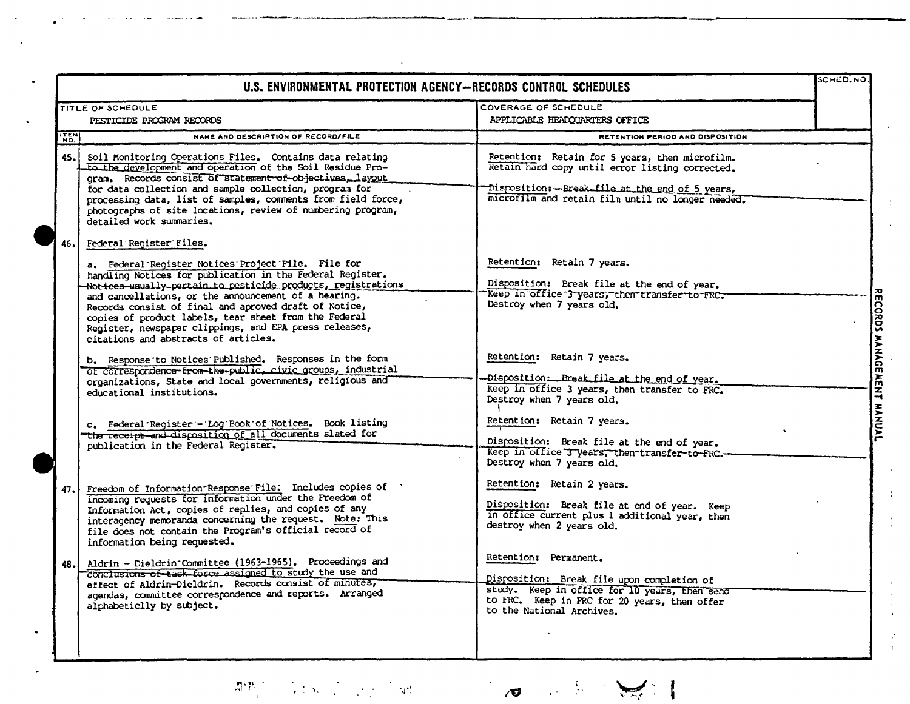# U.S. ENVIRONMENTAL PROTECTION AGENCY—RECORDS CONTROL SCHEDULES

| TITLE OF SCHEDULE | COVERAGE OF SCHEDULE | SCHED. NO. |
|---|---|---|
| PESTICIDE PROGRAM RECORDS | APPLICABLE HEADQUARTERS OFFICE | |

| ITEM NO. | NAME AND DESCRIPTION OF RECORD/FILE | RETENTION PERIOD AND DISPOSITION |
|---|---|---|
| 45. | Soil Monitoring Operations Files. Contains data relating to the development and operation of the Soil Residue Program. Records consist of statement of objectives, layout for data collection and sample collection, program for processing data, list of samples, comments from field force, photographs of site locations, review of numbering program, detailed work summaries. | Retention: Retain for 5 years, then microfilm. Retain hard copy until error listing corrected.<br><br>Disposition: Break file at the end of 5 years, microfilm and retain film until no longer needed. |
| 46. | Federal Register Files. | |
| | a. Federal Register Notices Project File. File for handling Notices for publication in the Federal Register. Notices usually pertain to pesticide products, registrations and cancellations, or the announcement of a hearing. Records consist of final and aproved draft of Notice, copies of product labels, tear sheet from the Federal Register, newspaper clippings, and EPA press releases, citations and abstracts of articles. | Retention: Retain 7 years.<br><br>Disposition: Break file at the end of year. Keep in office 3 years, then transfer to FRC. Destroy when 7 years old. |
| | b. Response to Notices Published. Responses in the form of correspondence from the public, civic groups, industrial organizations, State and local governments, religious and educational institutions. | Retention: Retain 7 years.<br><br>Disposition: Break file at the end of year. Keep in office 3 years, then transfer to FRC. Destroy when 7 years old. |
| | c. Federal Register - Log Book of Notices. Book listing the receipt and disposition of all documents slated for publication in the Federal Register. | Retention: Retain 7 years.<br><br>Disposition: Break file at the end of year. Keep in office 3 years, then transfer to FRC. Destroy when 7 years old. |
| 47. | Freedom of Information Response File. Includes copies of incoming requests for information under the Freedom of Information Act, copies of replies, and copies of any interagency memoranda concerning the request. Note: This file does not contain the Program's official record of information being requested. | Retention: Retain 2 years.<br><br>Disposition: Break file at end of year. Keep in office current plus 1 additional year, then destroy when 2 years old. |
| 48. | Aldrin - Dieldrin Committee (1963-1965). Proceedings and conclusions of task force assigned to study the use and effect of Aldrin-Dieldrin. Records consist of minutes, agendas, committee correspondence and reports. Arranged alphabeticly by subject. | Retention: Permanent.<br><br>Disposition: Break file upon completion of study. Keep in office for 10 years, then send to FRC. Keep in FRC for 20 years, then offer to the National Archives. |

RECORDS MANAGEMENT MANUAL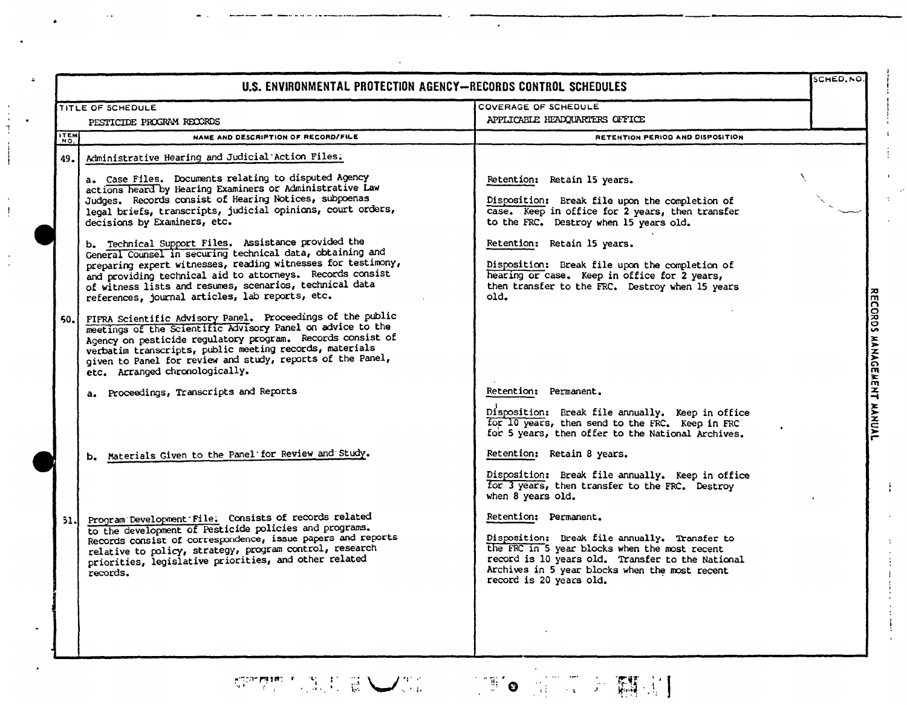# U.S. ENVIRONMENTAL PROTECTION AGENCY—RECORDS CONTROL SCHEDULES

| TITLE OF SCHEDULE | COVERAGE OF SCHEDULE | SCHED. NO. |
|---|---|---|
| PESTICIDE PROGRAM RECORDS | APPLICABLE HEADQUARTERS OFFICE | |

| ITEM NO. | NAME AND DESCRIPTION OF RECORD/FILE | RETENTION PERIOD AND DISPOSITION |
|---|---|---|
| 49. | Administrative Hearing and Judicial Action Files. | |
| | a. Case Files. Documents relating to disputed Agency actions heard by Hearing Examiners or Administrative Law Judges. Records consist of Hearing Notices, subpoenas legal briefs, transcripts, judicial opinions, court orders, decisions by Examiners, etc. | Retention: Retain 15 years.<br><br>Disposition: Break file upon the completion of case. Keep in office for 2 years, then transfer to the FRC. Destroy when 15 years old. |
| | b. Technical Support Files. Assistance provided the General Counsel in securing technical data, obtaining and preparing expert witnesses, reading witnesses for testimony, and providing technical aid to attorneys. Records consist of witness lists and resumes, scenarios, technical data references, journal articles, lab reports, etc. | Retention: Retain 15 years.<br><br>Disposition: Break file upon the completion of hearing or case. Keep in office for 2 years, then transfer to the FRC. Destroy when 15 years old. |
| 50. | FIFRA Scientific Advisory Panel. Proceedings of the public meetings of the Scientific Advisory Panel on advice to the Agency on pesticide regulatory program. Records consist of verbatim transcripts, public meeting records, materials given to Panel for review and study, reports of the Panel, etc. Arranged chronologically. | |
| | a. Proceedings, Transcripts and Reports | Retention: Permanent.<br><br>Disposition: Break file annually. Keep in office for 10 years, then send to the FRC. Keep in FRC for 5 years, then offer to the National Archives. |
| | b. Materials Given to the Panel for Review and Study. | Retention: Retain 8 years.<br><br>Disposition: Break file annually. Keep in office for 3 years, then transfer to the FRC. Destroy when 8 years old. |
| 51. | Program Development File. Consists of records related to the development of Pesticide policies and programs. Records consist of correspondence, issue papers and reports relative to policy, strategy, program control, research priorities, legislative priorities, and other related records. | Retention: Permanent.<br><br>Disposition: Break file annually. Transfer to the FRC in 5 year blocks when the most recent record is 10 years old. Transfer to the National Archives in 5 year blocks when the most recent record is 20 years old. |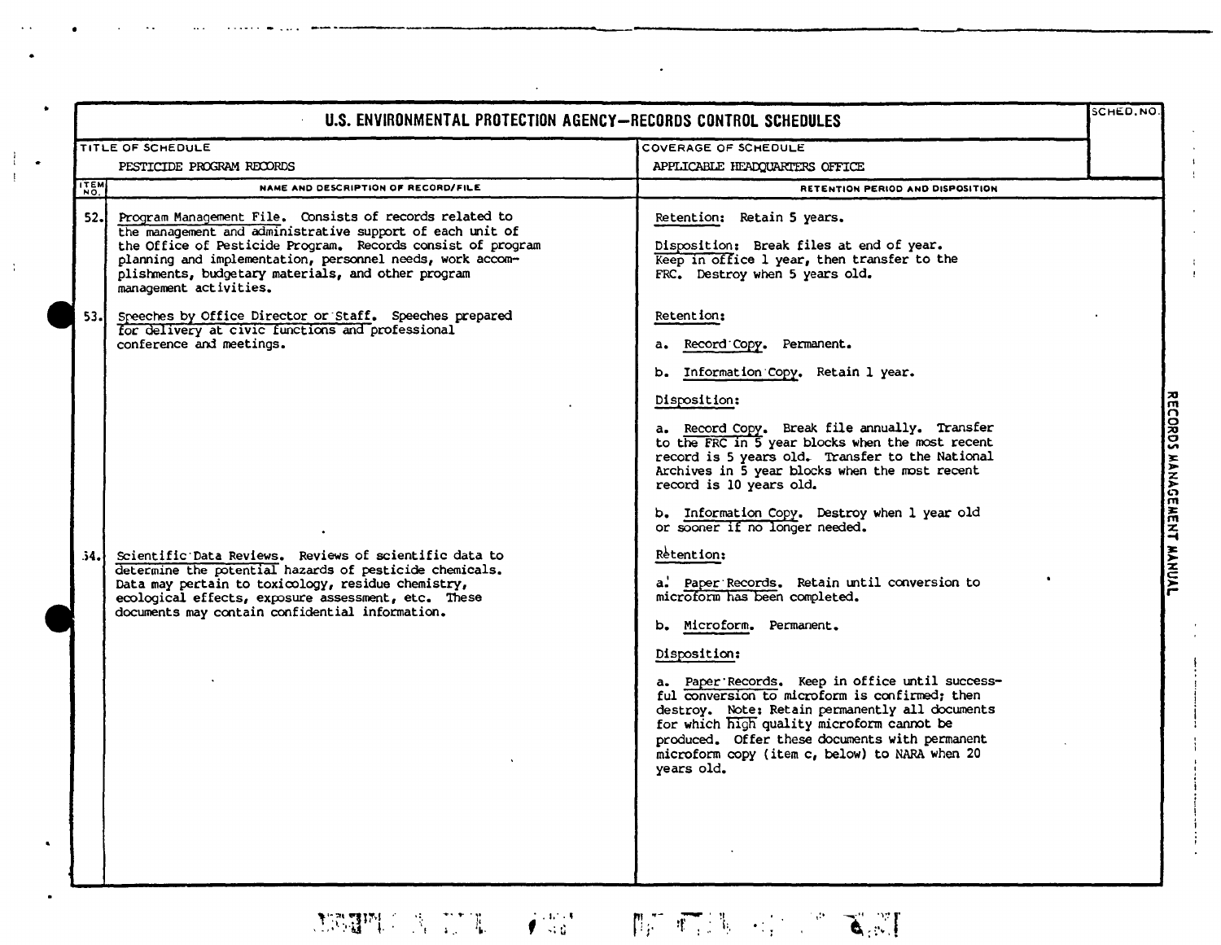# U.S. ENVIRONMENTAL PROTECTION AGENCY—RECORDS CONTROL SCHEDULES

| TITLE OF SCHEDULE | COVERAGE OF SCHEDULE | SCHED. NO. |
|---|---|---|
| PESTICIDE PROGRAM RECORDS | APPLICABLE HEADQUARTERS OFFICE | |

| ITEM NO. | NAME AND DESCRIPTION OF RECORD/FILE | RETENTION PERIOD AND DISPOSITION |
|---|---|---|
| 52. | Program Management File. Consists of records related to the management and administrative support of each unit of the Office of Pesticide Program. Records consist of program planning and implementation, personnel needs, work accomplishments, budgetary materials, and other program management activities. | Retention: Retain 5 years.<br><br>Disposition: Break files at end of year. Keep in office 1 year, then transfer to the FRC. Destroy when 5 years old. |
| 53. | Speeches by Office Director or Staff. Speeches prepared for delivery at civic functions and professional conference and meetings. | Retention:<br><br>a. Record Copy. Permanent.<br><br>b. Information Copy. Retain 1 year.<br><br>Disposition:<br><br>a. Record Copy. Break file annually. Transfer to the FRC in 5 year blocks when the most recent record is 5 years old. Transfer to the National Archives in 5 year blocks when the most recent record is 10 years old.<br><br>b. Information Copy. Destroy when 1 year old or sooner if no longer needed. |
| 54. | Scientific Data Reviews. Reviews of scientific data to determine the potential hazards of pesticide chemicals. Data may pertain to toxicology, residue chemistry, ecological effects, exposure assessment, etc. These documents may contain confidential information. | Retention:<br><br>a. Paper Records. Retain until conversion to microform has been completed.<br><br>b. Microform. Permanent.<br><br>Disposition:<br><br>a. Paper Records. Keep in office until successful conversion to microform is confirmed; then destroy. Note: Retain permanently all documents for which high quality microform cannot be produced. Offer these documents with permanent microform copy (item c, below) to NARA when 20 years old. |

RECORDS MANAGEMENT MANUAL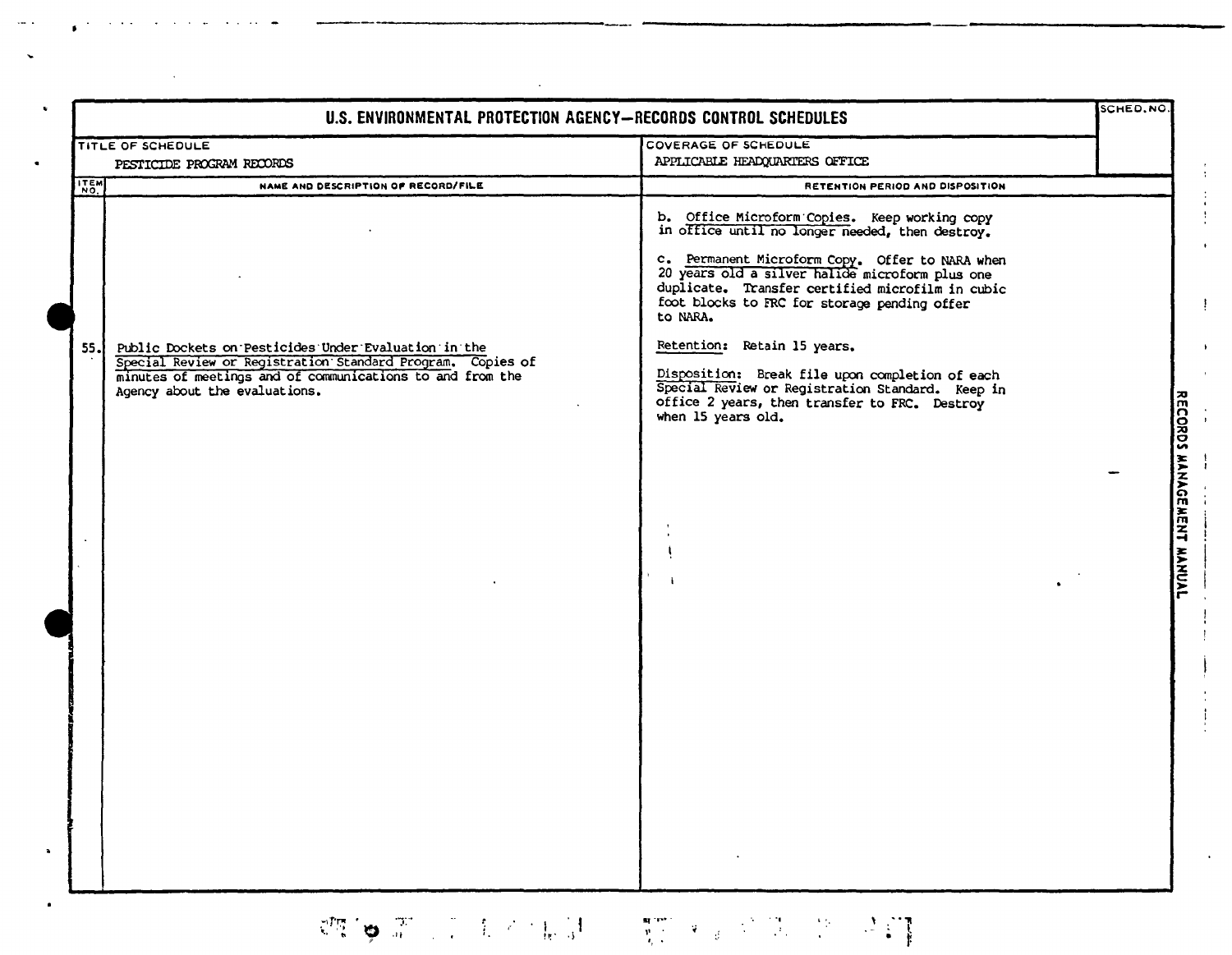# U.S. ENVIRONMENTAL PROTECTION AGENCY—RECORDS CONTROL SCHEDULES

| TITLE OF SCHEDULE | COVERAGE OF SCHEDULE | SCHED. NO. |
|---|---|---|
| PESTICIDE PROGRAM RECORDS | APPLICABLE HEADQUARTERS OFFICE | |

| ITEM NO. | NAME AND DESCRIPTION OF RECORD/FILE | RETENTION PERIOD AND DISPOSITION |
|---|---|---|
| | | b. Office Microform Copies. Keep working copy in office until no longer needed, then destroy.<br><br>c. Permanent Microform Copy. Offer to NARA when 20 years old a silver halide microform plus one duplicate. Transfer certified microfilm in cubic foot blocks to FRC for storage pending offer to NARA. |
| 55. | Public Dockets on Pesticides Under Evaluation in the Special Review or Registration Standard Program. Copies of minutes of meetings and of communications to and from the Agency about the evaluations. | Retention: Retain 15 years.<br><br>Disposition: Break file upon completion of each Special Review or Registration Standard. Keep in office 2 years, then transfer to FRC. Destroy when 15 years old. |

RECORDS MANAGEMENT MANUAL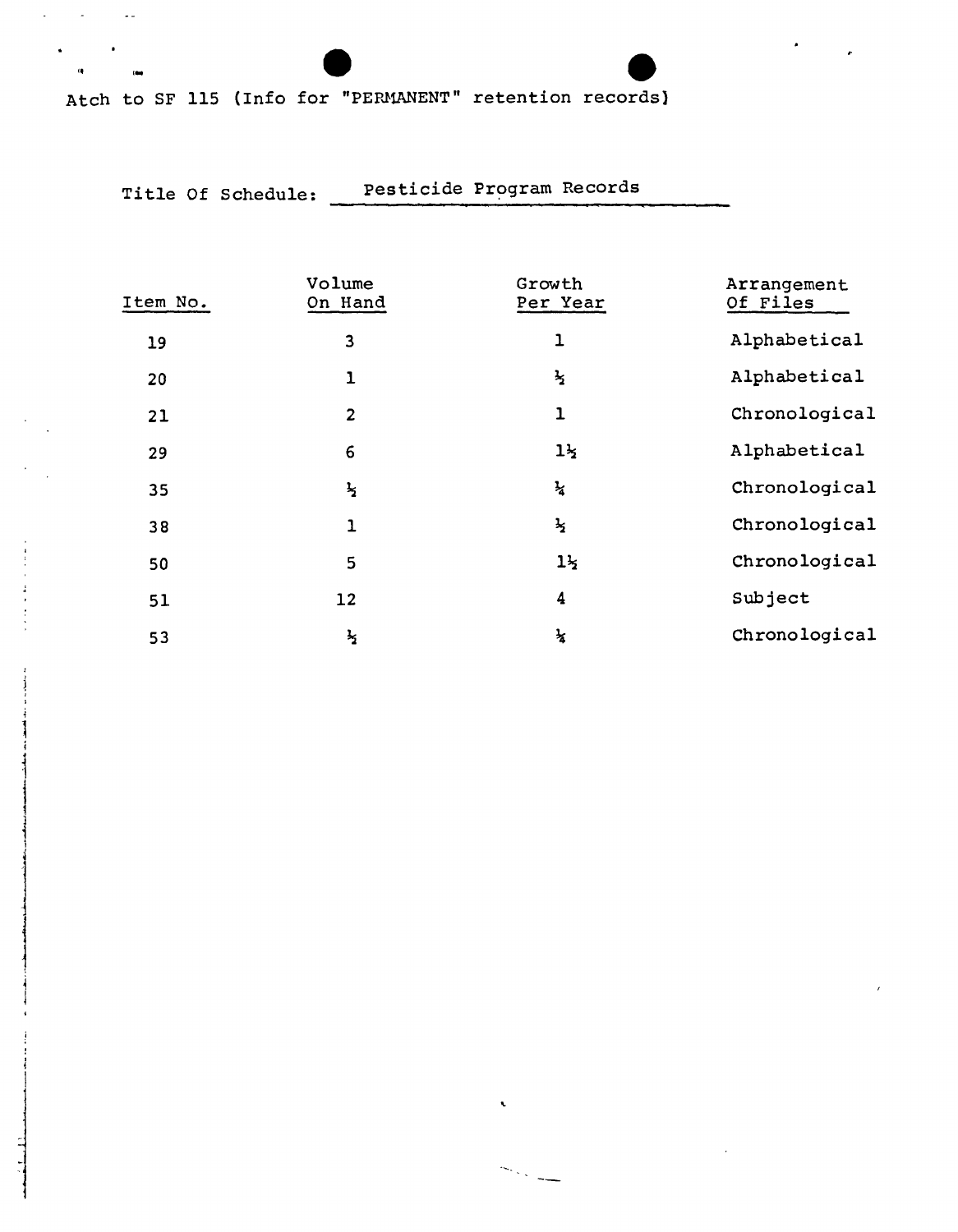Atch to SF 115 (Info for "PERMANENT" retention records)

Title Of Schedule: Pesticide Program Records

| Item No. | Volume On Hand | Growth Per Year | Arrangement Of Files |
|---|---|---|---|
| 19 | 3 | 1 | Alphabetical |
| 20 | 1 | ½ | Alphabetical |
| 21 | 2 | 1 | Chronological |
| 29 | 6 | 1½ | Alphabetical |
| 35 | ½ | ¼ | Chronological |
| 38 | 1 | ½ | Chronological |
| 50 | 5 | 1½ | Chronological |
| 51 | 12 | 4 | Subject |
| 53 | ½ | ¼ | Chronological |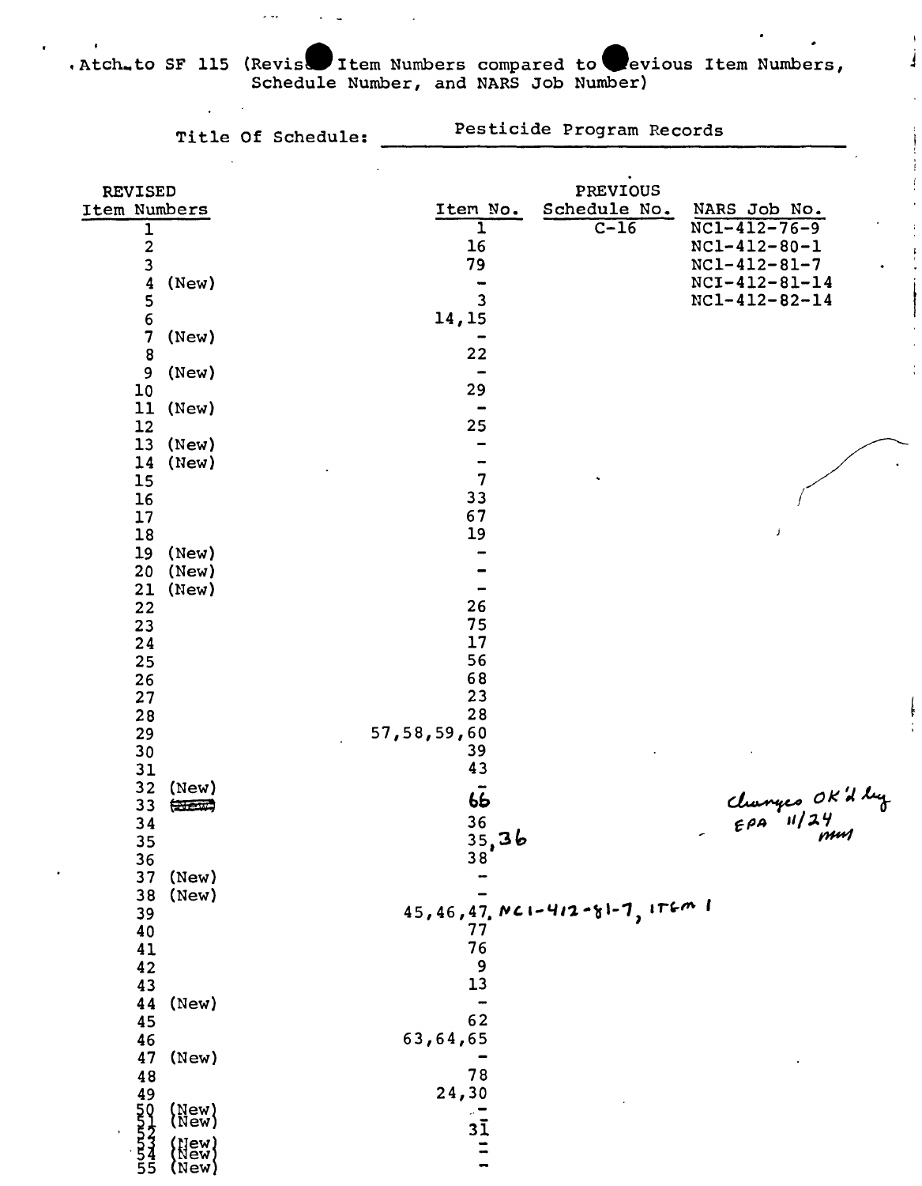Atch. to SF 115 (Revised Item Numbers compared to Previous Item Numbers, Schedule Number, and NARS Job Number)

Title Of Schedule: Pesticide Program Records

| REVISED Item Numbers | PREVIOUS Item No. | Schedule No. | NARS Job No. |
|---|---|---|---|
| 1 | 1 | C-16 | NC1-412-76-9 |
| 2 | 16 | | NC1-412-80-1 |
| 3 | 79 | | NC1-412-81-7 |
| 4 (New) | - | | NCI-412-81-14 |
| 5 | 3 | | NC1-412-82-14 |
| 6 | 14,15 | | |
| 7 (New) | - | | |
| 8 | 22 | | |
| 9 (New) | - | | |
| 10 | 29 | | |
| 11 (New) | - | | |
| 12 | 25 | | |
| 13 (New) | - | | |
| 14 (New) | - | | |
| 15 | 7 | | |
| 16 | 33 | | |
| 17 | 67 | | |
| 18 | 19 | | |
| 19 (New) | - | | |
| 20 (New) | - | | |
| 21 (New) | - | | |
| 22 | 26 | | |
| 23 | 75 | | |
| 24 | 17 | | |
| 25 | 56 | | |
| 26 | 68 | | |
| 27 | 23 | | |
| 28 | 28 | | |
| 29 | 57,58,59,60 | | |
| 30 | 39 | | |
| 31 | 43 | | |
| 32 (New) | - | | |
| 33 ~~(New)~~ | 66 | | |
| 34 | 36 | | |
| 35 | 35,36 | | |
| 36 | 38 | | |
| 37 (New) | - | | |
| 38 (New) | - | | |
| 39 | 45,46,47, NC1-412-81-7, Item 1 | | |
| 40 | 77 | | |
| 41 | 76 | | |
| 42 | 9 | | |
| 43 | 13 | | |
| 44 (New) | - | | |
| 45 | 62 | | |
| 46 | 63,64,65 | | |
| 47 (New) | - | | |
| 48 | 78 | | |
| 49 | 24,30 | | |
| 50 (New) | - | | |
| 51 (New) | - | | |
| 52 | 31 | | |
| 53 (New) | - | | |
| 54 (New) | - | | |
| 55 (New) | - | | |

changes OK'd by EPA 11/24 mm